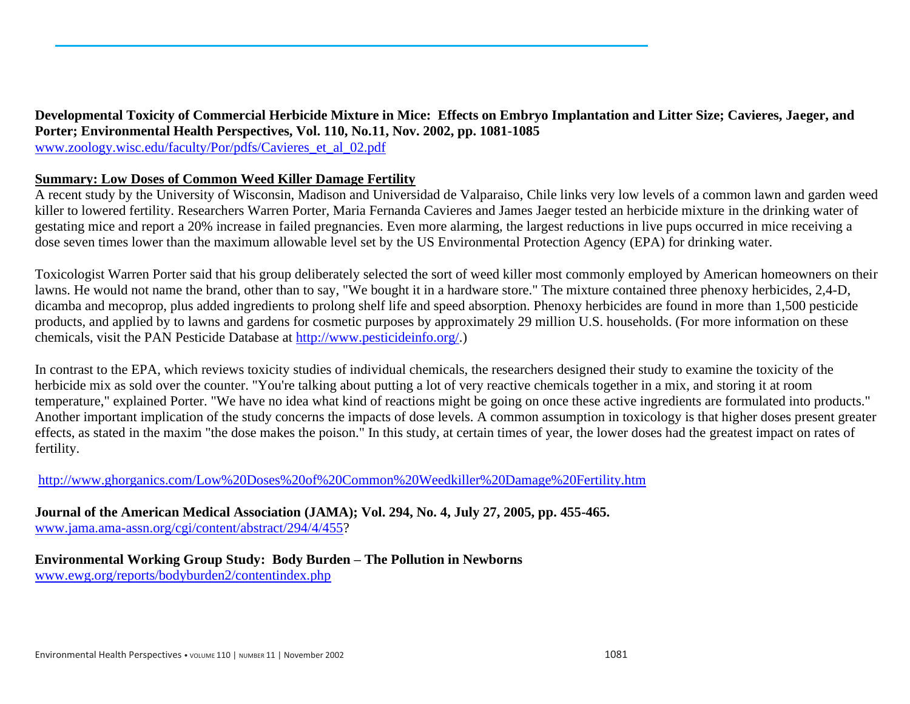**Developmental Toxicity of Commercial Herbicide Mixture in Mice: Effects on Embryo Implantation and Litter Size; Cavieres, Jaeger, and Porter; Environmental Health Perspectives, Vol. 110, No.11, Nov. 2002, pp. 1081-1085**
www.zoology.wisc.edu/faculty/Por/pdfs/Cavieres_et_al_02.pdf

**Summary: Low Doses of Common Weed Killer Damage Fertility**

A recent study by the University of Wisconsin, Madison and Universidad de Valparaiso, Chile links very low levels of a common lawn and garden weed killer to lowered fertility. Researchers Warren Porter, Maria Fernanda Cavieres and James Jaeger tested an herbicide mixture in the drinking water of gestating mice and report a 20% increase in failed pregnancies. Even more alarming, the largest reductions in live pups occurred in mice receiving a dose seven times lower than the maximum allowable level set by the US Environmental Protection Agency (EPA) for drinking water.

Toxicologist Warren Porter said that his group deliberately selected the sort of weed killer most commonly employed by American homeowners on their lawns. He would not name the brand, other than to say, "We bought it in a hardware store." The mixture contained three phenoxy herbicides, 2,4-D, dicamba and mecoprop, plus added ingredients to prolong shelf life and speed absorption. Phenoxy herbicides are found in more than 1,500 pesticide products, and applied by to lawns and gardens for cosmetic purposes by approximately 29 million U.S. households. (For more information on these chemicals, visit the PAN Pesticide Database at http://www.pesticideinfo.org/.)

In contrast to the EPA, which reviews toxicity studies of individual chemicals, the researchers designed their study to examine the toxicity of the herbicide mix as sold over the counter. "You're talking about putting a lot of very reactive chemicals together in a mix, and storing it at room temperature," explained Porter. "We have no idea what kind of reactions might be going on once these active ingredients are formulated into products." Another important implication of the study concerns the impacts of dose levels. A common assumption in toxicology is that higher doses present greater effects, as stated in the maxim "the dose makes the poison." In this study, at certain times of year, the lower doses had the greatest impact on rates of fertility.

http://www.ghorganics.com/Low%20Doses%20of%20Common%20Weedkiller%20Damage%20Fertility.htm

**Journal of the American Medical Association (JAMA); Vol. 294, No. 4, July 27, 2005, pp. 455-465.**
www.jama.ama-assn.org/cgi/content/abstract/294/4/455?

**Environmental Working Group Study: Body Burden – The Pollution in Newborns**
www.ewg.org/reports/bodyburden2/contentindex.php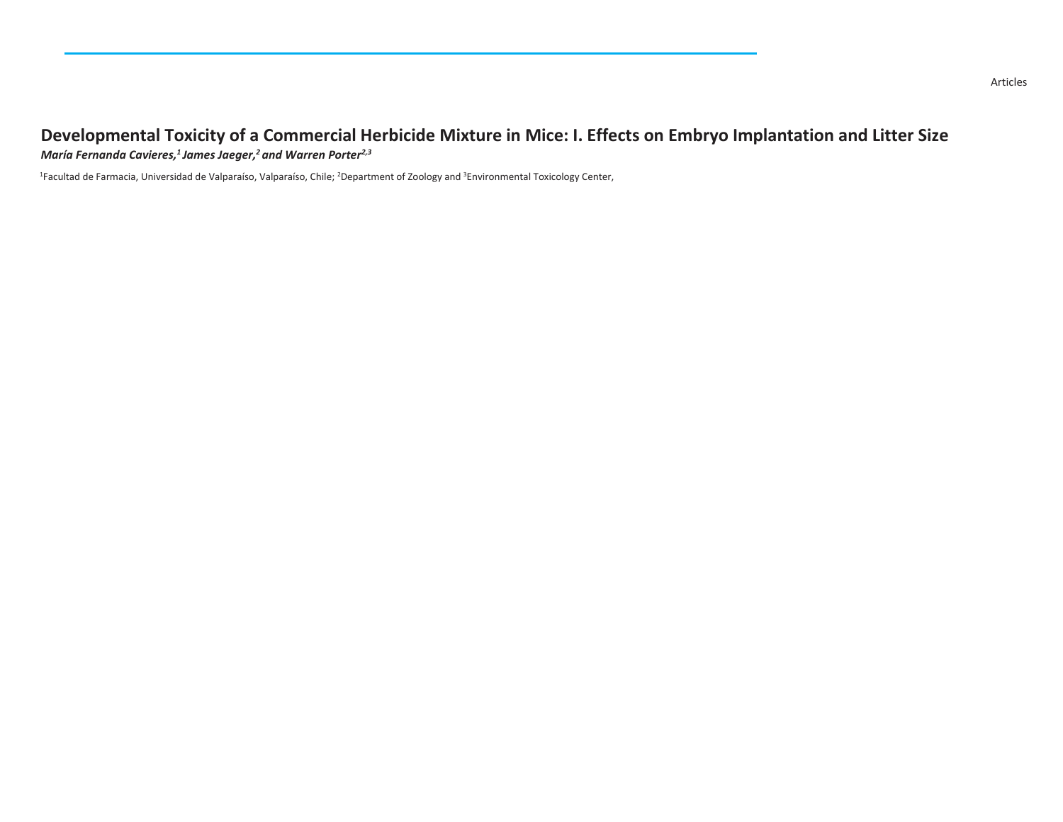Articles

# Developmental Toxicity of a Commercial Herbicide Mixture in Mice: I. Effects on Embryo Implantation and Litter Size

***María Fernanda Cavieres,[1] James Jaeger,[2] and Warren Porter[2,3]***

[1]Facultad de Farmacia, Universidad de Valparaíso, Valparaíso, Chile; [2]Department of Zoology and [3]Environmental Toxicology Center,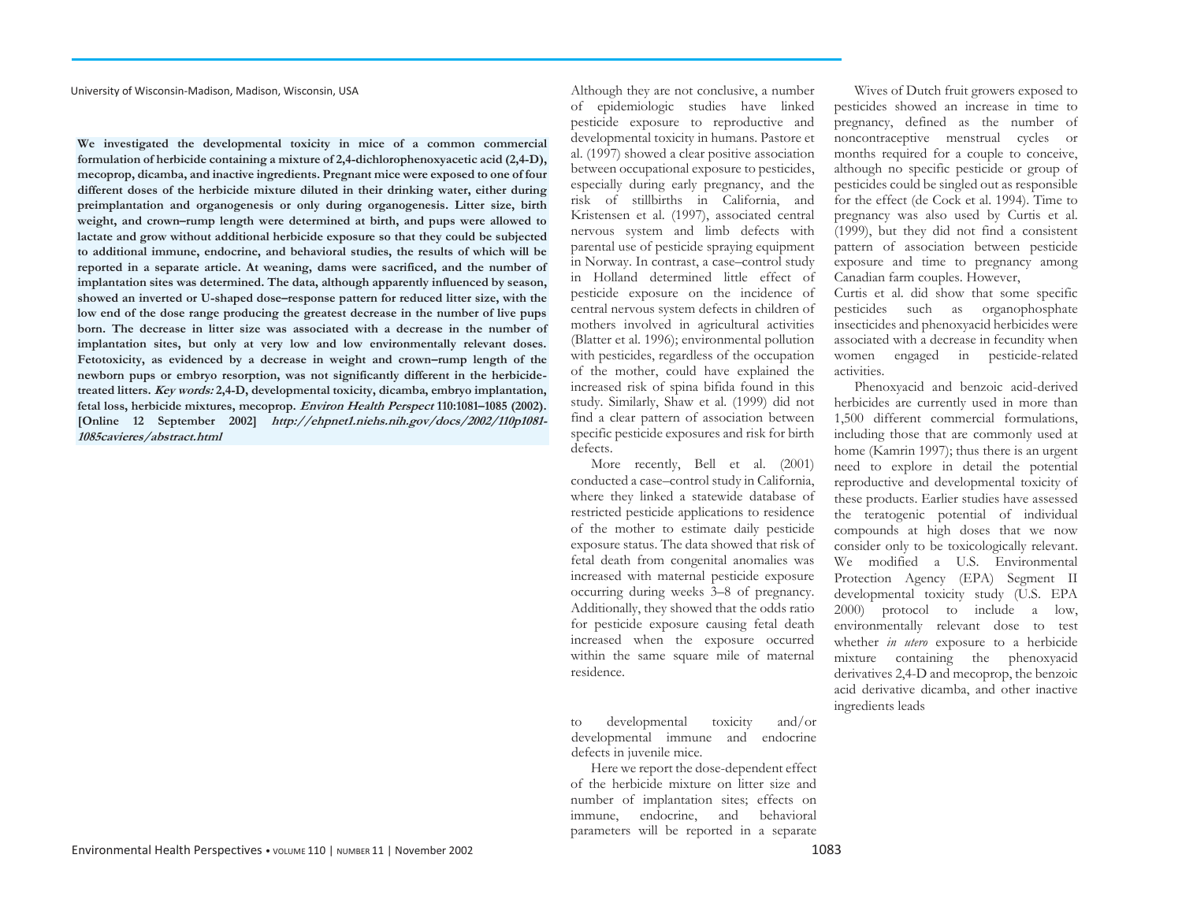University of Wisconsin-Madison, Madison, Wisconsin, USA

**We investigated the developmental toxicity in mice of a common commercial formulation of herbicide containing a mixture of 2,4-dichlorophenoxyacetic acid (2,4-D), mecoprop, dicamba, and inactive ingredients. Pregnant mice were exposed to one of four different doses of the herbicide mixture diluted in their drinking water, either during preimplantation and organogenesis or only during organogenesis. Litter size, birth weight, and crown–rump length were determined at birth, and pups were allowed to lactate and grow without additional herbicide exposure so that they could be subjected to additional immune, endocrine, and behavioral studies, the results of which will be reported in a separate article. At weaning, dams were sacrificed, and the number of implantation sites was determined. The data, although apparently influenced by season, showed an inverted or U-shaped dose–response pattern for reduced litter size, with the low end of the dose range producing the greatest decrease in the number of live pups born. The decrease in litter size was associated with a decrease in the number of implantation sites, but only at very low and low environmentally relevant doses. Fetotoxicity, as evidenced by a decrease in weight and crown–rump length of the newborn pups or embryo resorption, was not significantly different in the herbicide-treated litters. *Key words:* 2,4-D, developmental toxicity, dicamba, embryo implantation, fetal loss, herbicide mixtures, mecoprop. *Environ Health Perspect* 110:1081–1085 (2002). [Online 12 September 2002] *http://ehpnet1.niehs.nih.gov/docs/2002/110p1081-1085cavieres/abstract.html***

Although they are not conclusive, a number of epidemiologic studies have linked pesticide exposure to reproductive and developmental toxicity in humans. Pastore et al. (1997) showed a clear positive association between occupational exposure to pesticides, especially during early pregnancy, and the risk of stillbirths in California, and Kristensen et al. (1997), associated central nervous system and limb defects with parental use of pesticide spraying equipment in Norway. In contrast, a case–control study in Holland determined little effect of pesticide exposure on the incidence of central nervous system defects in children of mothers involved in agricultural activities (Blatter et al. 1996); environmental pollution with pesticides, regardless of the occupation of the mother, could have explained the increased risk of spina bifida found in this study. Similarly, Shaw et al. (1999) did not find a clear pattern of association between specific pesticide exposures and risk for birth defects.

More recently, Bell et al. (2001) conducted a case–control study in California, where they linked a statewide database of restricted pesticide applications to residence of the mother to estimate daily pesticide exposure status. The data showed that risk of fetal death from congenital anomalies was increased with maternal pesticide exposure occurring during weeks 3–8 of pregnancy. Additionally, they showed that the odds ratio for pesticide exposure causing fetal death increased when the exposure occurred within the same square mile of maternal residence.

Wives of Dutch fruit growers exposed to pesticides showed an increase in time to pregnancy, defined as the number of noncontraceptive menstrual cycles or months required for a couple to conceive, although no specific pesticide or group of pesticides could be singled out as responsible for the effect (de Cock et al. 1994). Time to pregnancy was also used by Curtis et al. (1999), but they did not find a consistent pattern of association between pesticide exposure and time to pregnancy among Canadian farm couples. However, Curtis et al. did show that some specific pesticides such as organophosphate insecticides and phenoxyacid herbicides were associated with a decrease in fecundity when women engaged in pesticide-related activities.

Phenoxyacid and benzoic acid-derived herbicides are currently used in more than 1,500 different commercial formulations, including those that are commonly used at home (Kamrin 1997); thus there is an urgent need to explore in detail the potential reproductive and developmental toxicity of these products. Earlier studies have assessed the teratogenic potential of individual compounds at high doses that we now consider only to be toxicologically relevant. We modified a U.S. Environmental Protection Agency (EPA) Segment II developmental toxicity study (U.S. EPA 2000) protocol to include a low, environmentally relevant dose to test whether *in utero* exposure to a herbicide mixture containing the phenoxyacid derivatives 2,4-D and mecoprop, the benzoic acid derivative dicamba, and other inactive ingredients leads to developmental toxicity and/or developmental immune and endocrine defects in juvenile mice.

Here we report the dose-dependent effect of the herbicide mixture on litter size and number of implantation sites; effects on immune, endocrine, and behavioral parameters will be reported in a separate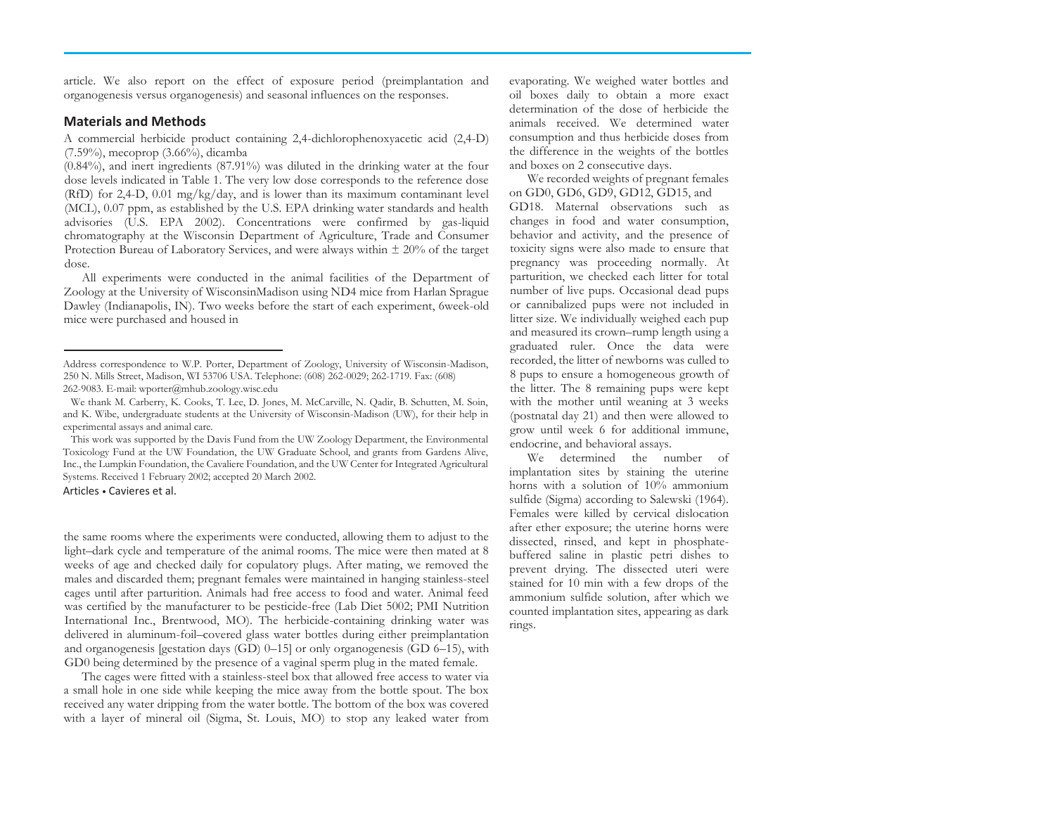article. We also report on the effect of exposure period (preimplantation and organogenesis versus organogenesis) and seasonal influences on the responses.

## Materials and Methods

A commercial herbicide product containing 2,4-dichlorophenoxyacetic acid (2,4-D) (7.59%), mecoprop (3.66%), dicamba (0.84%), and inert ingredients (87.91%) was diluted in the drinking water at the four dose levels indicated in Table 1. The very low dose corresponds to the reference dose (RfD) for 2,4-D, 0.01 mg/kg/day, and is lower than its maximum contaminant level (MCL), 0.07 ppm, as established by the U.S. EPA drinking water standards and health advisories (U.S. EPA 2002). Concentrations were confirmed by gas-liquid chromatography at the Wisconsin Department of Agriculture, Trade and Consumer Protection Bureau of Laboratory Services, and were always within ± 20% of the target dose.

All experiments were conducted in the animal facilities of the Department of Zoology at the University of WisconsinMadison using ND4 mice from Harlan Sprague Dawley (Indianapolis, IN). Two weeks before the start of each experiment, 6week-old mice were purchased and housed in the same rooms where the experiments were conducted, allowing them to adjust to the light–dark cycle and temperature of the animal rooms. The mice were then mated at 8 weeks of age and checked daily for copulatory plugs. After mating, we removed the males and discarded them; pregnant females were maintained in hanging stainless-steel cages until after parturition. Animals had free access to food and water. Animal feed was certified by the manufacturer to be pesticide-free (Lab Diet 5002; PMI Nutrition International Inc., Brentwood, MO). The herbicide-containing drinking water was delivered in aluminum-foil–covered glass water bottles during either preimplantation and organogenesis [gestation days (GD) 0–15] or only organogenesis (GD 6–15), with GD0 being determined by the presence of a vaginal sperm plug in the mated female.

The cages were fitted with a stainless-steel box that allowed free access to water via a small hole in one side while keeping the mice away from the bottle spout. The box received any water dripping from the water bottle. The bottom of the box was covered with a layer of mineral oil (Sigma, St. Louis, MO) to stop any leaked water from evaporating. We weighed water bottles and oil boxes daily to obtain a more exact determination of the dose of herbicide the animals received. We determined water consumption and thus herbicide doses from the difference in the weights of the bottles and boxes on 2 consecutive days.

We recorded weights of pregnant females on GD0, GD6, GD9, GD12, GD15, and GD18. Maternal observations such as changes in food and water consumption, behavior and activity, and the presence of toxicity signs were also made to ensure that pregnancy was proceeding normally. At parturition, we checked each litter for total number of live pups. Occasional dead pups or cannibalized pups were not included in litter size. We individually weighed each pup and measured its crown–rump length using a graduated ruler. Once the data were recorded, the litter of newborns was culled to 8 pups to ensure a homogeneous growth of the litter. The 8 remaining pups were kept with the mother until weaning at 3 weeks (postnatal day 21) and then were allowed to grow until week 6 for additional immune, endocrine, and behavioral assays.

We determined the number of implantation sites by staining the uterine horns with a solution of 10% ammonium sulfide (Sigma) according to Salewski (1964). Females were killed by cervical dislocation after ether exposure; the uterine horns were dissected, rinsed, and kept in phosphate-buffered saline in plastic petri dishes to prevent drying. The dissected uteri were stained for 10 min with a few drops of the ammonium sulfide solution, after which we counted implantation sites, appearing as dark rings.

---

Address correspondence to W.P. Porter, Department of Zoology, University of Wisconsin-Madison, 250 N. Mills Street, Madison, WI 53706 USA. Telephone: (608) 262-0029; 262-1719. Fax: (608) 262-9083. E-mail: wporter@mhub.zoology.wisc.edu

We thank M. Carberry, K. Cooks, T. Lee, D. Jones, M. McCarville, N. Qadir, B. Schutten, M. Soin, and K. Wibe, undergraduate students at the University of Wisconsin-Madison (UW), for their help in experimental assays and animal care.

This work was supported by the Davis Fund from the UW Zoology Department, the Environmental Toxicology Fund at the UW Foundation, the UW Graduate School, and grants from Gardens Alive, Inc., the Lumpkin Foundation, the Cavaliere Foundation, and the UW Center for Integrated Agricultural Systems. Received 1 February 2002; accepted 20 March 2002.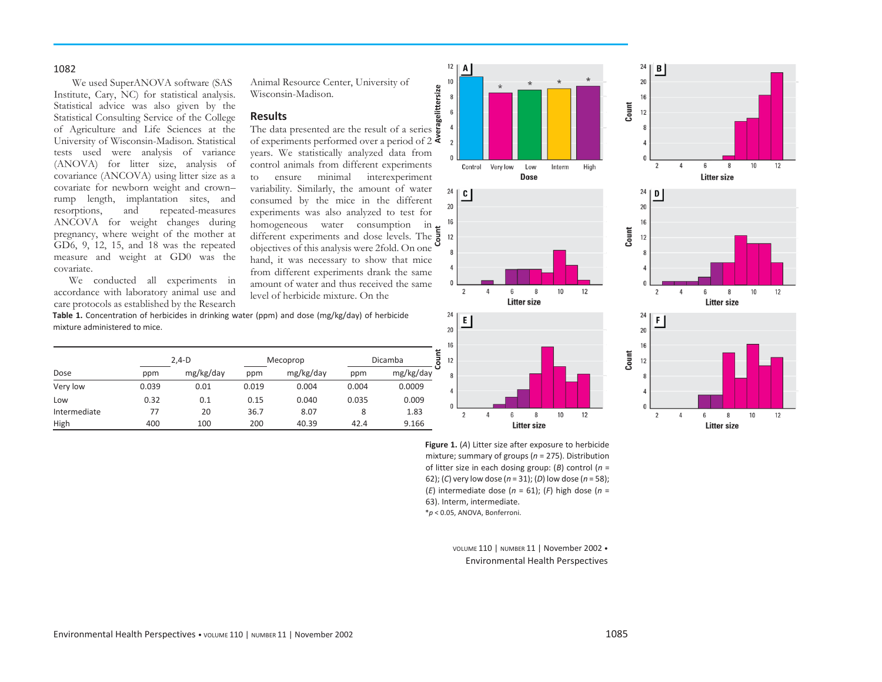We used SuperANOVA software (SAS Institute, Cary, NC) for statistical analysis. Statistical advice was also given by the Statistical Consulting Service of the College of Agriculture and Life Sciences at the University of Wisconsin-Madison. Statistical tests used were analysis of variance (ANOVA) for litter size, analysis of covariance (ANCOVA) using litter size as a covariate for newborn weight and crown–rump length, implantation sites, and resorptions, and repeated-measures ANCOVA for weight changes during pregnancy, where weight of the mother at GD6, 9, 12, 15, and 18 was the repeated measure and weight at GD0 was the covariate.

We conducted all experiments in accordance with laboratory animal use and care protocols as established by the Research Animal Resource Center, University of Wisconsin-Madison.

## Results

The data presented are the result of a series of experiments performed over a period of 2 years. We statistically analyzed data from control animals from different experiments to ensure minimal interexperiment variability. Similarly, the amount of water consumed by the mice in the different experiments was also analyzed to test for homogeneous water consumption in different experiments and dose levels. The objectives of this analysis were 2fold. On one hand, it was necessary to show that mice from different experiments drank the same amount of water and thus received the same level of herbicide mixture. On the

**Table 1.** Concentration of herbicides in drinking water (ppm) and dose (mg/kg/day) of herbicide mixture administered to mice.

| | 2,4-D | | Mecoprop | | Dicamba | |
|---|---|---|---|---|---|---|
| Dose | ppm | mg/kg/day | ppm | mg/kg/day | ppm | mg/kg/day |
| Very low | 0.039 | 0.01 | 0.019 | 0.004 | 0.004 | 0.0009 |
| Low | 0.32 | 0.1 | 0.15 | 0.040 | 0.035 | 0.009 |
| Intermediate | 77 | 20 | 36.7 | 8.07 | 8 | 1.83 |
| High | 400 | 100 | 200 | 40.39 | 42.4 | 9.166 |

**Figure 1.** (*A*) Litter size after exposure to herbicide mixture; summary of groups ($n$ = 275). Distribution of litter size in each dosing group: (*B*) control ($n$ = 62); (*C*) very low dose ($n$ = 31); (*D*) low dose ($n$ = 58); (*E*) intermediate dose ($n$ = 61); (*F*) high dose ($n$ = 63). Interm, intermediate.
*$p < 0.05$, ANOVA, Bonferroni.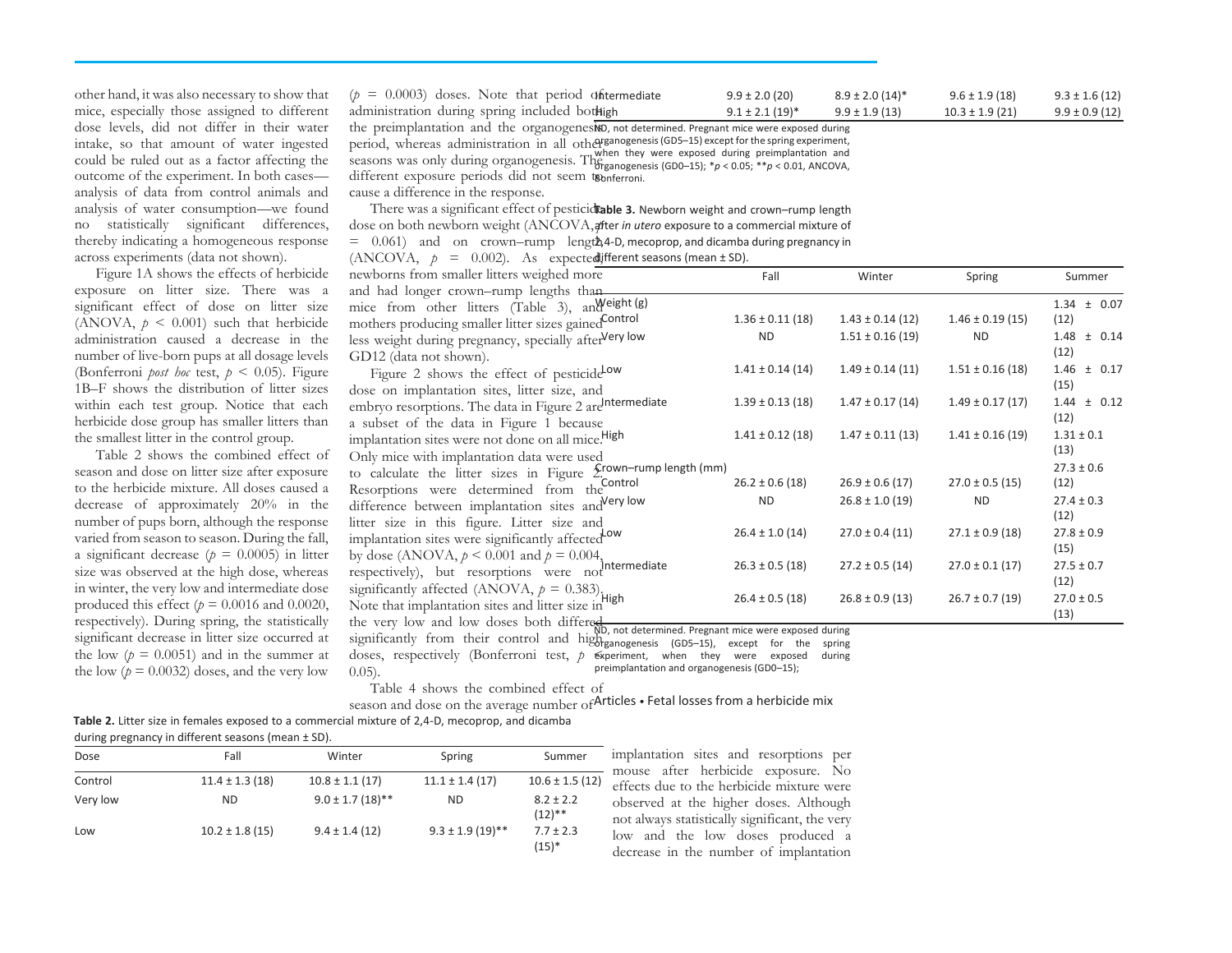other hand, it was also necessary to show that mice, especially those assigned to different dose levels, did not differ in their water intake, so that amount of water ingested could be ruled out as a factor affecting the outcome of the experiment. In both cases—analysis of data from control animals and analysis of water consumption—we found no statistically significant differences, thereby indicating a homogeneous response across experiments (data not shown).

Figure 1A shows the effects of herbicide exposure on litter size. There was a significant effect of dose on litter size (ANOVA, $p < 0.001$) such that herbicide administration caused a decrease in the number of live-born pups at all dosage levels (Bonferroni *post hoc* test, $p < 0.05$). Figure 1B–F shows the distribution of litter sizes within each test group. Notice that each herbicide dose group has smaller litters than the smallest litter in the control group.

Table 2 shows the combined effect of season and dose on litter size after exposure to the herbicide mixture. All doses caused a decrease of approximately 20% in the number of pups born, although the response varied from season to season. During the fall, a significant decrease ($p = 0.0005$) in litter size was observed at the high dose, whereas in winter, the very low and intermediate dose produced this effect ($p = 0.0016$ and 0.0020, respectively). During spring, the statistically significant decrease in litter size occurred at the low ($p = 0.0051$) and in the summer at the low ($p = 0.0032$) doses, and the very low ($p = 0.0003$) doses. Note that period of administration during spring included both the preimplantation and the organogenesis period, whereas administration in all other seasons was only during organogenesis. The different exposure periods did not seem to cause a difference in the response.

There was a significant effect of pesticide dose on both newborn weight (ANCOVA, $p = 0.061$) and on crown–rump length (ANCOVA, $p = 0.002$). As expected, newborns from smaller litters weighed more and had longer crown–rump lengths than mice from other litters (Table 3), and mothers producing smaller litter sizes gained less weight during pregnancy, specially after GD12 (data not shown).

Figure 2 shows the effect of pesticide dose on implantation sites, litter size, and embryo resorptions. The data in Figure 2 are a subset of the data in Figure 1 because implantation sites were not done on all mice. Only mice with implantation data were used to calculate the litter sizes in Figure 2. Resorptions were determined from the difference between implantation sites and litter size in this figure. Litter size and implantation sites were significantly affected by dose (ANOVA, $p < 0.001$ and $p = 0.004$, respectively), but resorptions were not significantly affected (ANOVA, $p = 0.383$). Note that implantation sites and litter size in the very low and low doses both differed significantly from their control and high doses, respectively (Bonferroni test, $p < 0.05$).

Table 4 shows the combined effect of season and dose on the average number of implantation sites and resorptions per mouse after herbicide exposure. No effects due to the herbicide mixture were observed at the higher doses. Although not always statistically significant, the very low and the low doses produced a decrease in the number of implantation

**Table 2.** Litter size in females exposed to a commercial mixture of 2,4-D, mecoprop, and dicamba during pregnancy in different seasons (mean ± SD).

| Dose | Fall | Winter | Spring | Summer |
|---|---|---|---|---|
| Control | 11.4 ± 1.3 (18) | 10.8 ± 1.1 (17) | 11.1 ± 1.4 (17) | 10.6 ± 1.5 (12) |
| Very low | ND | 9.0 ± 1.7 (18)** | ND | 8.2 ± 2.2 (12)** |
| Low | 10.2 ± 1.8 (15) | 9.4 ± 1.4 (12) | 9.3 ± 1.9 (19)** | 7.7 ± 2.3 (15)* |
| Intermediate | 9.9 ± 2.0 (20) | 8.9 ± 2.0 (14)* | 9.6 ± 1.9 (18) | 9.3 ± 1.6 (12) |
| High | 9.1 ± 2.1 (19)* | 9.9 ± 1.9 (13) | 10.3 ± 1.9 (21) | 9.9 ± 0.9 (12) |

ND, not determined. Pregnant mice were exposed during organogenesis (GD5–15) except for the spring experiment, when they were exposed during preimplantation and organogenesis (GD0–15); *$p < 0.05$; **$p < 0.01$, ANCOVA, Bonferroni.

**Table 3.** Newborn weight and crown–rump length after *in utero* exposure to a commercial mixture of 2,4-D, mecoprop, and dicamba during pregnancy in different seasons (mean ± SD).

| | Fall | Winter | Spring | Summer |
|---|---|---|---|---|
| Weight (g) | | | | |
| Control | 1.36 ± 0.11 (18) | 1.43 ± 0.14 (12) | 1.46 ± 0.19 (15) | 1.34 ± 0.07 (12) |
| Very low | ND | 1.51 ± 0.16 (19) | ND | 1.48 ± 0.14 (12) |
| Low | 1.41 ± 0.14 (14) | 1.49 ± 0.14 (11) | 1.51 ± 0.16 (18) | 1.46 ± 0.17 (15) |
| Intermediate | 1.39 ± 0.13 (18) | 1.47 ± 0.17 (14) | 1.49 ± 0.17 (17) | 1.44 ± 0.12 (12) |
| High | 1.41 ± 0.12 (18) | 1.47 ± 0.11 (13) | 1.41 ± 0.16 (19) | 1.31 ± 0.1 (13) |
| Crown–rump length (mm) | | | | |
| Control | 26.2 ± 0.6 (18) | 26.9 ± 0.6 (17) | 27.0 ± 0.5 (15) | 27.3 ± 0.6 (12) |
| Very low | ND | 26.8 ± 1.0 (19) | ND | 27.4 ± 0.3 (12) |
| Low | 26.4 ± 1.0 (14) | 27.0 ± 0.4 (11) | 27.1 ± 0.9 (18) | 27.8 ± 0.9 (15) |
| Intermediate | 26.3 ± 0.5 (18) | 27.2 ± 0.5 (14) | 27.0 ± 0.1 (17) | 27.5 ± 0.7 (12) |
| High | 26.4 ± 0.5 (18) | 26.8 ± 0.9 (13) | 26.7 ± 0.7 (19) | 27.0 ± 0.5 (13) |

ND, not determined. Pregnant mice were exposed during organogenesis (GD5–15), except for the spring experiment, when they were exposed during preimplantation and organogenesis (GD0–15);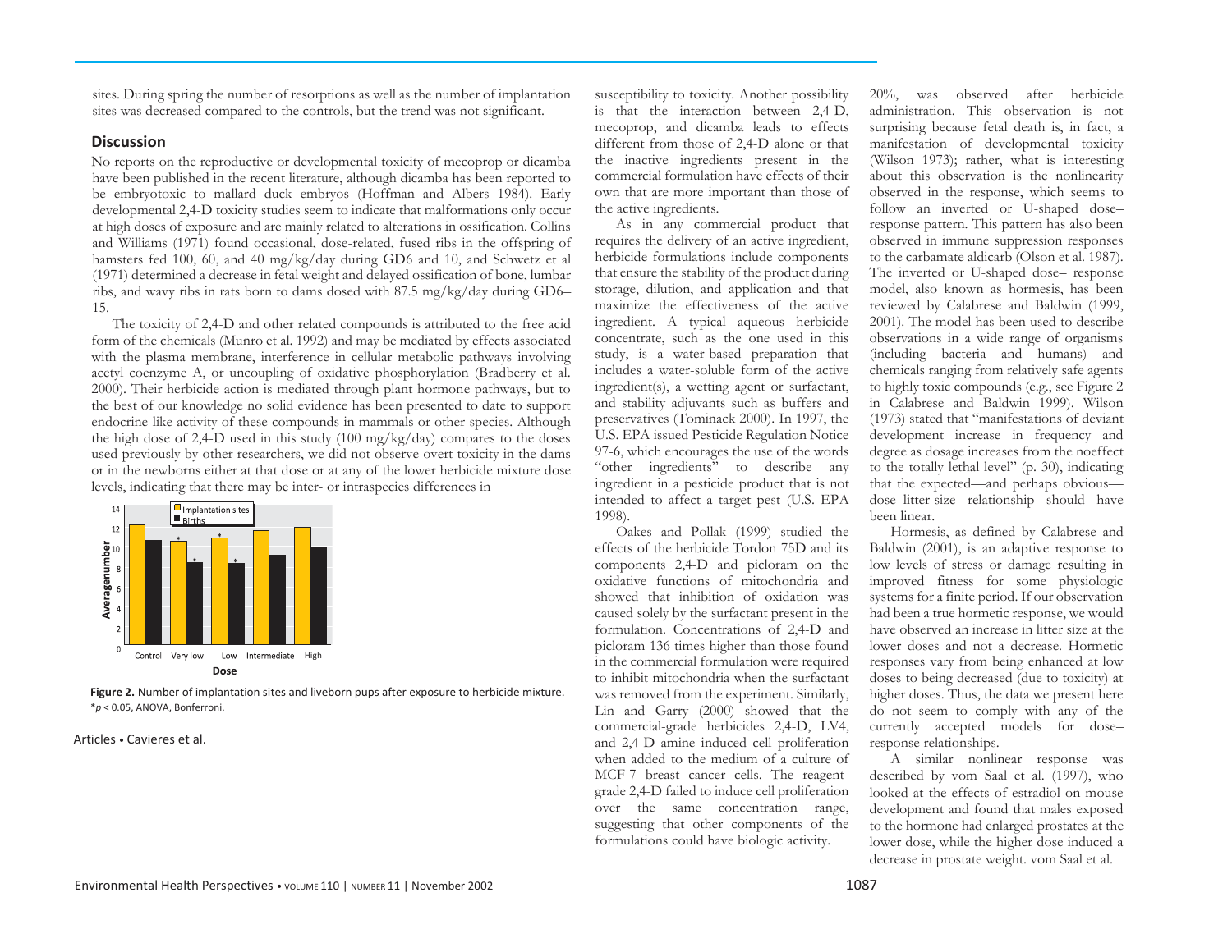sites. During spring the number of resorptions as well as the number of implantation sites was decreased compared to the controls, but the trend was not significant.

## Discussion

No reports on the reproductive or developmental toxicity of mecoprop or dicamba have been published in the recent literature, although dicamba has been reported to be embryotoxic to mallard duck embryos (Hoffman and Albers 1984). Early developmental 2,4-D toxicity studies seem to indicate that malformations only occur at high doses of exposure and are mainly related to alterations in ossification. Collins and Williams (1971) found occasional, dose-related, fused ribs in the offspring of hamsters fed 100, 60, and 40 mg/kg/day during GD6 and 10, and Schwetz et al (1971) determined a decrease in fetal weight and delayed ossification of bone, lumbar ribs, and wavy ribs in rats born to dams dosed with 87.5 mg/kg/day during GD6–15.

The toxicity of 2,4-D and other related compounds is attributed to the free acid form of the chemicals (Munro et al. 1992) and may be mediated by effects associated with the plasma membrane, interference in cellular metabolic pathways involving acetyl coenzyme A, or uncoupling of oxidative phosphorylation (Bradberry et al. 2000). Their herbicide action is mediated through plant hormone pathways, but to the best of our knowledge no solid evidence has been presented to date to support endocrine-like activity of these compounds in mammals or other species. Although the high dose of 2,4-D used in this study (100 mg/kg/day) compares to the doses used previously by other researchers, we did not observe overt toxicity in the dams or in the newborns either at that dose or at any of the lower herbicide mixture dose levels, indicating that there may be inter- or intraspecies differences in susceptibility to toxicity. Another possibility is that the interaction between 2,4-D, mecoprop, and dicamba leads to effects different from those of 2,4-D alone or that the inactive ingredients present in the commercial formulation have effects of their own that are more important than those of the active ingredients.

**Figure 2.** Number of implantation sites and liveborn pups after exposure to herbicide mixture. \*$p < 0.05$, ANOVA, Bonferroni.

As in any commercial product that requires the delivery of an active ingredient, herbicide formulations include components that ensure the stability of the product during storage, dilution, and application and that maximize the effectiveness of the active ingredient. A typical aqueous herbicide concentrate, such as the one used in this study, is a water-based preparation that includes a water-soluble form of the active ingredient(s), a wetting agent or surfactant, and stability adjuvants such as buffers and preservatives (Tominack 2000). In 1997, the U.S. EPA issued Pesticide Regulation Notice 97-6, which encourages the use of the words "other ingredients" to describe any ingredient in a pesticide product that is not intended to affect a target pest (U.S. EPA 1998).

Oakes and Pollak (1999) studied the effects of the herbicide Tordon 75D and its components 2,4-D and picloram on the oxidative functions of mitochondria and showed that inhibition of oxidation was caused solely by the surfactant present in the formulation. Concentrations of 2,4-D and picloram 136 times higher than those found in the commercial formulation were required to inhibit mitochondria when the surfactant was removed from the experiment. Similarly, Lin and Garry (2000) showed that the commercial-grade herbicides 2,4-D, LV4, and 2,4-D amine induced cell proliferation when added to the medium of a culture of MCF-7 breast cancer cells. The reagent-grade 2,4-D failed to induce cell proliferation over the same concentration range, suggesting that other components of the formulations could have biologic activity.

20%, was observed after herbicide administration. This observation is not surprising because fetal death is, in fact, a manifestation of developmental toxicity (Wilson 1973); rather, what is interesting about this observation is the nonlinearity observed in the response, which seems to follow an inverted or U-shaped dose–response pattern. This pattern has also been observed in immune suppression responses to the carbamate aldicarb (Olson et al. 1987). The inverted or U-shaped dose– response model, also known as hormesis, has been reviewed by Calabrese and Baldwin (1999, 2001). The model has been used to describe observations in a wide range of organisms (including bacteria and humans) and chemicals ranging from relatively safe agents to highly toxic compounds (e.g., see Figure 2 in Calabrese and Baldwin 1999). Wilson (1973) stated that "manifestations of deviant development increase in frequency and degree as dosage increases from the noeffect to the totally lethal level" (p. 30), indicating that the expected—and perhaps obvious—dose–litter-size relationship should have been linear.

Hormesis, as defined by Calabrese and Baldwin (2001), is an adaptive response to low levels of stress or damage resulting in improved fitness for some physiologic systems for a finite period. If our observation had been a true hormetic response, we would have observed an increase in litter size at the lower doses and not a decrease. Hormetic responses vary from being enhanced at low doses to being decreased (due to toxicity) at higher doses. Thus, the data we present here do not seem to comply with any of the currently accepted models for dose–response relationships.

A similar nonlinear response was described by vom Saal et al. (1997), who looked at the effects of estradiol on mouse development and found that males exposed to the hormone had enlarged prostates at the lower dose, while the higher dose induced a decrease in prostate weight. vom Saal et al.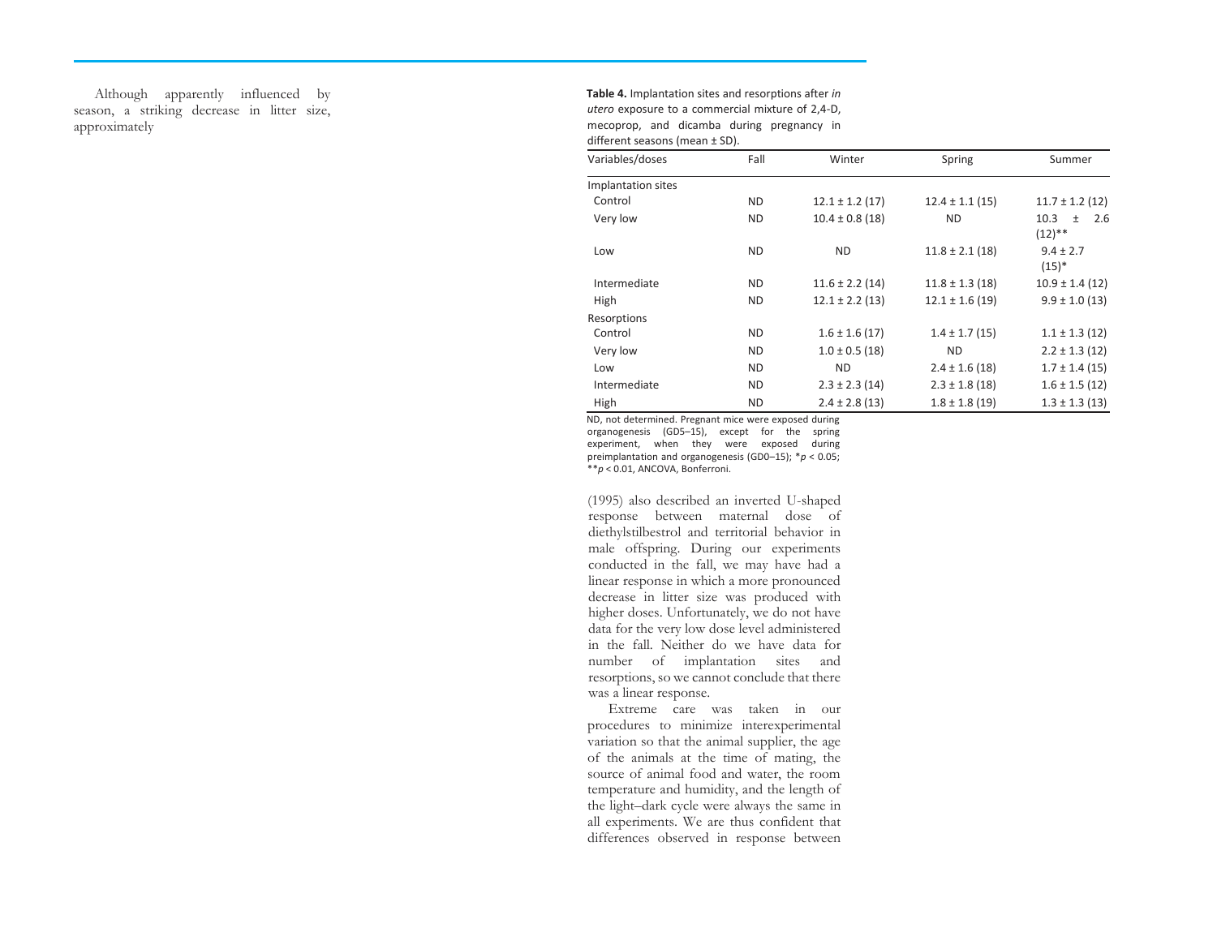Although apparently influenced by season, a striking decrease in litter size, approximately

**Table 4.** Implantation sites and resorptions after *in utero* exposure to a commercial mixture of 2,4-D, mecoprop, and dicamba during pregnancy in different seasons (mean ± SD).

| Variables/doses | Fall | Winter | Spring | Summer |
|---|---|---|---|---|
| Implantation sites | | | | |
| Control | ND | 12.1 ± 1.2 (17) | 12.4 ± 1.1 (15) | 11.7 ± 1.2 (12) |
| Very low | ND | 10.4 ± 0.8 (18) | ND | 10.3 ± 2.6 (12)** |
| Low | ND | ND | 11.8 ± 2.1 (18) | 9.4 ± 2.7 (15)* |
| Intermediate | ND | 11.6 ± 2.2 (14) | 11.8 ± 1.3 (18) | 10.9 ± 1.4 (12) |
| High | ND | 12.1 ± 2.2 (13) | 12.1 ± 1.6 (19) | 9.9 ± 1.0 (13) |
| Resorptions | | | | |
| Control | ND | 1.6 ± 1.6 (17) | 1.4 ± 1.7 (15) | 1.1 ± 1.3 (12) |
| Very low | ND | 1.0 ± 0.5 (18) | ND | 2.2 ± 1.3 (12) |
| Low | ND | ND | 2.4 ± 1.6 (18) | 1.7 ± 1.4 (15) |
| Intermediate | ND | 2.3 ± 2.3 (14) | 2.3 ± 1.8 (18) | 1.6 ± 1.5 (12) |
| High | ND | 2.4 ± 2.8 (13) | 1.8 ± 1.8 (19) | 1.3 ± 1.3 (13) |

ND, not determined. Pregnant mice were exposed during organogenesis (GD5–15), except for the spring experiment, when they were exposed during preimplantation and organogenesis (GD0–15); *$p < 0.05$; **$p < 0.01$, ANCOVA, Bonferroni.

(1995) also described an inverted U-shaped response between maternal dose of diethylstilbestrol and territorial behavior in male offspring. During our experiments conducted in the fall, we may have had a linear response in which a more pronounced decrease in litter size was produced with higher doses. Unfortunately, we do not have data for the very low dose level administered in the fall. Neither do we have data for number of implantation sites and resorptions, so we cannot conclude that there was a linear response.

Extreme care was taken in our procedures to minimize interexperimental variation so that the animal supplier, the age of the animals at the time of mating, the source of animal food and water, the room temperature and humidity, and the length of the light–dark cycle were always the same in all experiments. We are thus confident that differences observed in response between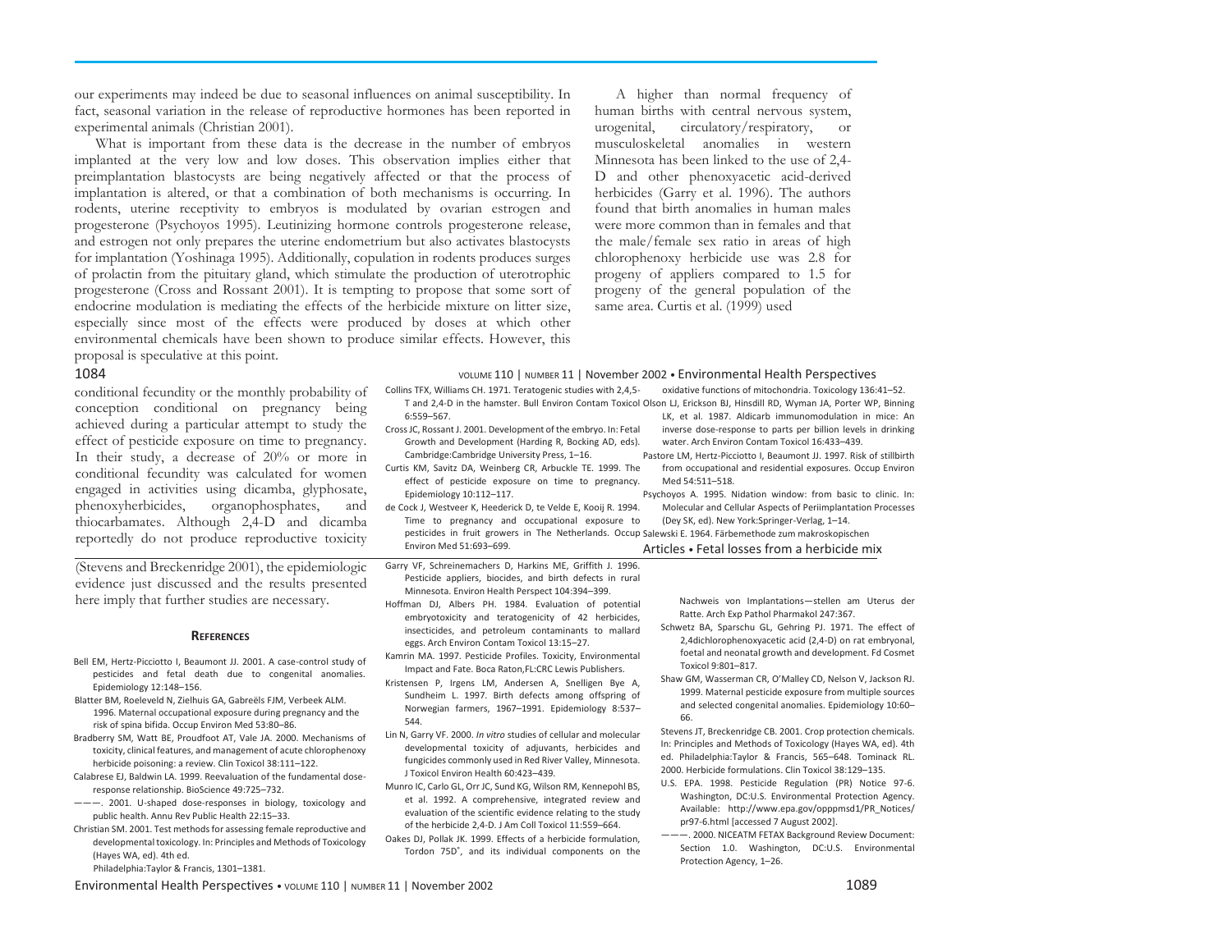our experiments may indeed be due to seasonal influences on animal susceptibility. In fact, seasonal variation in the release of reproductive hormones has been reported in experimental animals (Christian 2001).

What is important from these data is the decrease in the number of embryos implanted at the very low and low doses. This observation implies either that preimplantation blastocysts are being negatively affected or that the process of implantation is altered, or that a combination of both mechanisms is occurring. In rodents, uterine receptivity to embryos is modulated by ovarian estrogen and progesterone (Psychoyos 1995). Leutinizing hormone controls progesterone release, and estrogen not only prepares the uterine endometrium but also activates blastocysts for implantation (Yoshinaga 1995). Additionally, copulation in rodents produces surges of prolactin from the pituitary gland, which stimulate the production of uterotrophic progesterone (Cross and Rossant 2001). It is tempting to propose that some sort of endocrine modulation is mediating the effects of the herbicide mixture on litter size, especially since most of the effects were produced by doses at which other environmental chemicals have been shown to produce similar effects. However, this proposal is speculative at this point.

A higher than normal frequency of human births with central nervous system, urogenital, circulatory/respiratory, or musculoskeletal anomalies in western Minnesota has been linked to the use of 2,4-D and other phenoxyacetic acid-derived herbicides (Garry et al. 1996). The authors found that birth anomalies in human males were more common than in females and that the male/female sex ratio in areas of high chlorophenoxy herbicide use was 2.8 for progeny of appliers compared to 1.5 for progeny of the general population of the same area. Curtis et al. (1999) used conditional fecundity or the monthly probability of conception conditional on pregnancy being achieved during a particular attempt to study the effect of pesticide exposure on time to pregnancy. In their study, a decrease of 20% or more in conditional fecundity was calculated for women engaged in activities using dicamba, glyphosate, phenoxyherbicides, organophosphates, and thiocarbamates. Although 2,4-D and dicamba reportedly do not produce reproductive toxicity (Stevens and Breckenridge 2001), the epidemiologic evidence just discussed and the results presented here imply that further studies are necessary.

## References

Bell EM, Hertz-Picciotto I, Beaumont JJ. 2001. A case-control study of pesticides and fetal death due to congenital anomalies. Epidemiology 12:148–156.

Blatter BM, Roeleveld N, Zielhuis GA, Gabreëls FJM, Verbeek ALM. 1996. Maternal occupational exposure during pregnancy and the risk of spina bifida. Occup Environ Med 53:80–86.

Bradberry SM, Watt BE, Proudfoot AT, Vale JA. 2000. Mechanisms of toxicity, clinical features, and management of acute chlorophenoxy herbicide poisoning: a review. Clin Toxicol 38:111–122.

Calabrese EJ, Baldwin LA. 1999. Reevaluation of the fundamental dose-response relationship. BioScience 49:725–732.

———. 2001. U-shaped dose-responses in biology, toxicology and public health. Annu Rev Public Health 22:15–33.

Christian SM. 2001. Test methods for assessing female reproductive and developmental toxicology. In: Principles and Methods of Toxicology (Hayes WA, ed). 4th ed. Philadelphia:Taylor & Francis, 1301–1381.

Collins TFX, Williams CH. 1971. Teratogenic studies with 2,4,5-T and 2,4-D in the hamster. Bull Environ Contam Toxicol 6:559–567.

Cross JC, Rossant J. 2001. Development of the embryo. In: Fetal Growth and Development (Harding R, Bocking AD, eds). Cambridge:Cambridge University Press, 1–16.

Curtis KM, Savitz DA, Weinberg CR, Arbuckle TE. 1999. The effect of pesticide exposure on time to pregnancy. Epidemiology 10:112–117.

de Cock J, Westveer K, Heederick D, te Velde E, Kooij R. 1994. Time to pregnancy and occupational exposure to pesticides in fruit growers in The Netherlands. Occup Environ Med 51:693–699.

Garry VF, Schreinemachers D, Harkins ME, Griffith J. 1996. Pesticide appliers, biocides, and birth defects in rural Minnesota. Environ Health Perspect 104:394–399.

Hoffman DJ, Albers PH. 1984. Evaluation of potential embryotoxicity and teratogenicity of 42 herbicides, insecticides, and petroleum contaminants to mallard eggs. Arch Environ Contam Toxicol 13:15–27.

Kamrin MA. 1997. Pesticide Profiles. Toxicity, Environmental Impact and Fate. Boca Raton,FL:CRC Lewis Publishers.

Kristensen P, Irgens LM, Andersen A, Snelligen Bye A, Sundheim L. 1997. Birth defects among offspring of Norwegian farmers, 1967–1991. Epidemiology 8:537–544.

Lin N, Garry VF. 2000. *In vitro* studies of cellular and molecular developmental toxicity of adjuvants, herbicides and fungicides commonly used in Red River Valley, Minnesota. J Toxicol Environ Health 60:423–439.

Munro IC, Carlo GL, Orr JC, Sund KG, Wilson RM, Kennepohl BS, et al. 1992. A comprehensive, integrated review and evaluation of the scientific evidence relating to the study of the herbicide 2,4-D. J Am Coll Toxicol 11:559–664.

Oakes DJ, Pollak JK. 1999. Effects of a herbicide formulation, Tordon 75D®, and its individual components on the oxidative functions of mitochondria. Toxicology 136:41–52.

Olson LJ, Erickson BJ, Hinsdill RD, Wyman JA, Porter WP, Binning LK, et al. 1987. Aldicarb immunomodulation in mice: An inverse dose-response to parts per billion levels in drinking water. Arch Environ Contam Toxicol 16:433–439.

Pastore LM, Hertz-Picciotto I, Beaumont JJ. 1997. Risk of stillbirth from occupational and residential exposures. Occup Environ Med 54:511–518.

Psychoyos A. 1995. Nidation window: from basic to clinic. In: Molecular and Cellular Aspects of Periimplantation Processes (Dey SK, ed). New York:Springer-Verlag, 1–14.

Salewski E. 1964. Färbemethode zum makroskopischen Nachweis von Implantations—stellen am Uterus der Ratte. Arch Exp Pathol Pharmakol 247:367.

Schwetz BA, Sparschu GL, Gehring PJ. 1971. The effect of 2,4dichlorophenoxyacetic acid (2,4-D) on rat embryonal, foetal and neonatal growth and development. Fd Cosmet Toxicol 9:801–817.

Shaw GM, Wasserman CR, O'Malley CD, Nelson V, Jackson RJ. 1999. Maternal pesticide exposure from multiple sources and selected congenital anomalies. Epidemiology 10:60–66.

Stevens JT, Breckenridge CB. 2001. Crop protection chemicals. In: Principles and Methods of Toxicology (Hayes WA, ed). 4th ed. Philadelphia:Taylor & Francis, 565–648.

Tominack RL. 2000. Herbicide formulations. Clin Toxicol 38:129–135.

U.S. EPA. 1998. Pesticide Regulation (PR) Notice 97-6. Washington, DC:U.S. Environmental Protection Agency. Available: http://www.epa.gov/opppmsd1/PR_Notices/pr97-6.html [accessed 7 August 2002].

———. 2000. NICEATM FETAX Background Review Document: Section 1.0. Washington, DC:U.S. Environmental Protection Agency, 1–26.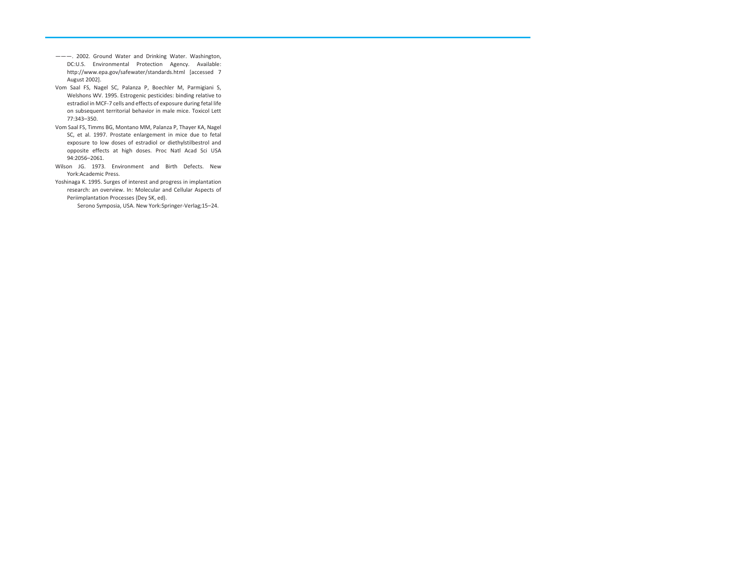———. 2002. Ground Water and Drinking Water. Washington, DC:U.S. Environmental Protection Agency. Available: http://www.epa.gov/safewater/standards.html [accessed 7 August 2002].

Vom Saal FS, Nagel SC, Palanza P, Boechler M, Parmigiani S, Welshons WV. 1995. Estrogenic pesticides: binding relative to estradiol in MCF-7 cells and effects of exposure during fetal life on subsequent territorial behavior in male mice. Toxicol Lett 77:343–350.

Vom Saal FS, Timms BG, Montano MM, Palanza P, Thayer KA, Nagel SC, et al. 1997. Prostate enlargement in mice due to fetal exposure to low doses of estradiol or diethylstilbestrol and opposite effects at high doses. Proc Natl Acad Sci USA 94:2056–2061.

Wilson JG. 1973. Environment and Birth Defects. New York:Academic Press.

Yoshinaga K. 1995. Surges of interest and progress in implantation research: an overview. In: Molecular and Cellular Aspects of Periimplantation Processes (Dey SK, ed). Serono Symposia, USA. New York:Springer-Verlag;15–24.